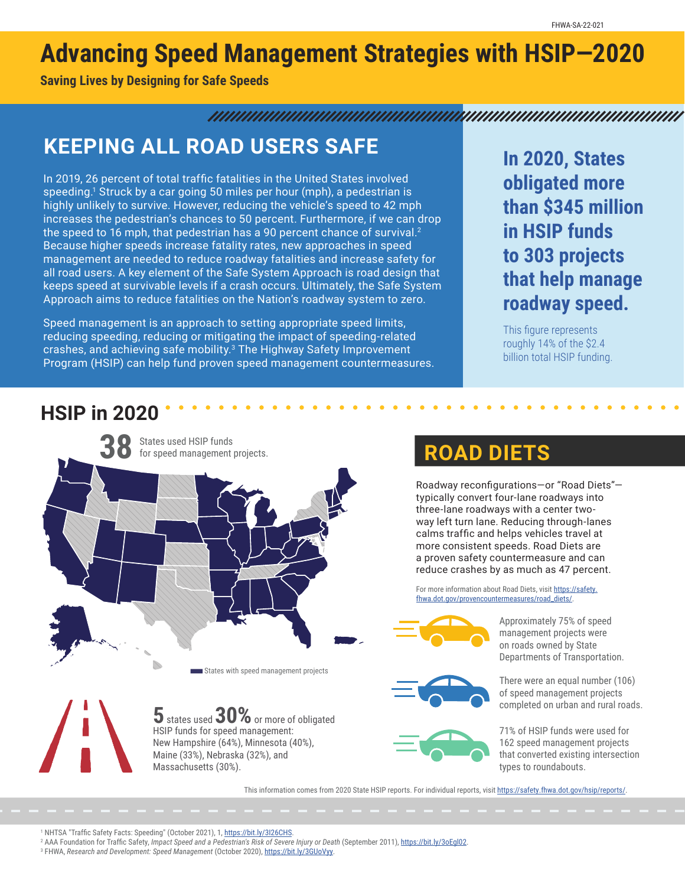FHWA-SA-22-021

# Advancing Speed Management Strategies with HSIP—2020

**Saving Lives by Designing for Safe Speeds**

## KEEPING ALL ROAD USERS SAFE

In 2019, 26 percent of total traffic fatalities in the United States involved speeding.[1] Struck by a car going 50 miles per hour (mph), a pedestrian is highly unlikely to survive. However, reducing the vehicle's speed to 42 mph increases the pedestrian's chances to 50 percent. Furthermore, if we can drop the speed to 16 mph, that pedestrian has a 90 percent chance of survival.[2] Because higher speeds increase fatality rates, new approaches in speed management are needed to reduce roadway fatalities and increase safety for all road users. A key element of the Safe System Approach is road design that keeps speed at survivable levels if a crash occurs. Ultimately, the Safe System Approach aims to reduce fatalities on the Nation's roadway system to zero.

Speed management is an approach to setting appropriate speed limits, reducing speeding, reducing or mitigating the impact of speeding-related crashes, and achieving safe mobility.[3] The Highway Safety Improvement Program (HSIP) can help fund proven speed management countermeasures.

**In 2020, States obligated more than $345 million in HSIP funds to 303 projects that help manage roadway speed.**

This figure represents roughly 14% of the $2.4 billion total HSIP funding.

## HSIP in 2020

**38** States used HSIP funds for speed management projects.

States with speed management projects

**5** states used **30%** or more of obligated HSIP funds for speed management: New Hampshire (64%), Minnesota (40%), Maine (33%), Nebraska (32%), and Massachusetts (30%).

## ROAD DIETS

Roadway reconfigurations—or "Road Diets"—typically convert four-lane roadways into three-lane roadways with a center two-way left turn lane. Reducing through-lanes calms traffic and helps vehicles travel at more consistent speeds. Road Diets are a proven safety countermeasure and can reduce crashes by as much as 47 percent.

For more information about Road Diets, visit https://safety.fhwa.dot.gov/provencountermeasures/road_diets/.

Approximately 75% of speed management projects were on roads owned by State Departments of Transportation.

There were an equal number (106) of speed management projects completed on urban and rural roads.

71% of HSIP funds were used for 162 speed management projects that converted existing intersection types to roundabouts.

This information comes from 2020 State HSIP reports. For individual reports, visit https://safety.fhwa.dot.gov/hsip/reports/.

---

[1] NHTSA "Traffic Safety Facts: Speeding" (October 2021), 1, https://bit.ly/3I26CHS.

[2] AAA Foundation for Traffic Safety, *Impact Speed and a Pedestrian's Risk of Severe Injury or Death* (September 2011), https://bit.ly/3oEgl02.

[3] FHWA, *Research and Development: Speed Management* (October 2020), https://bit.ly/3GUoVyy.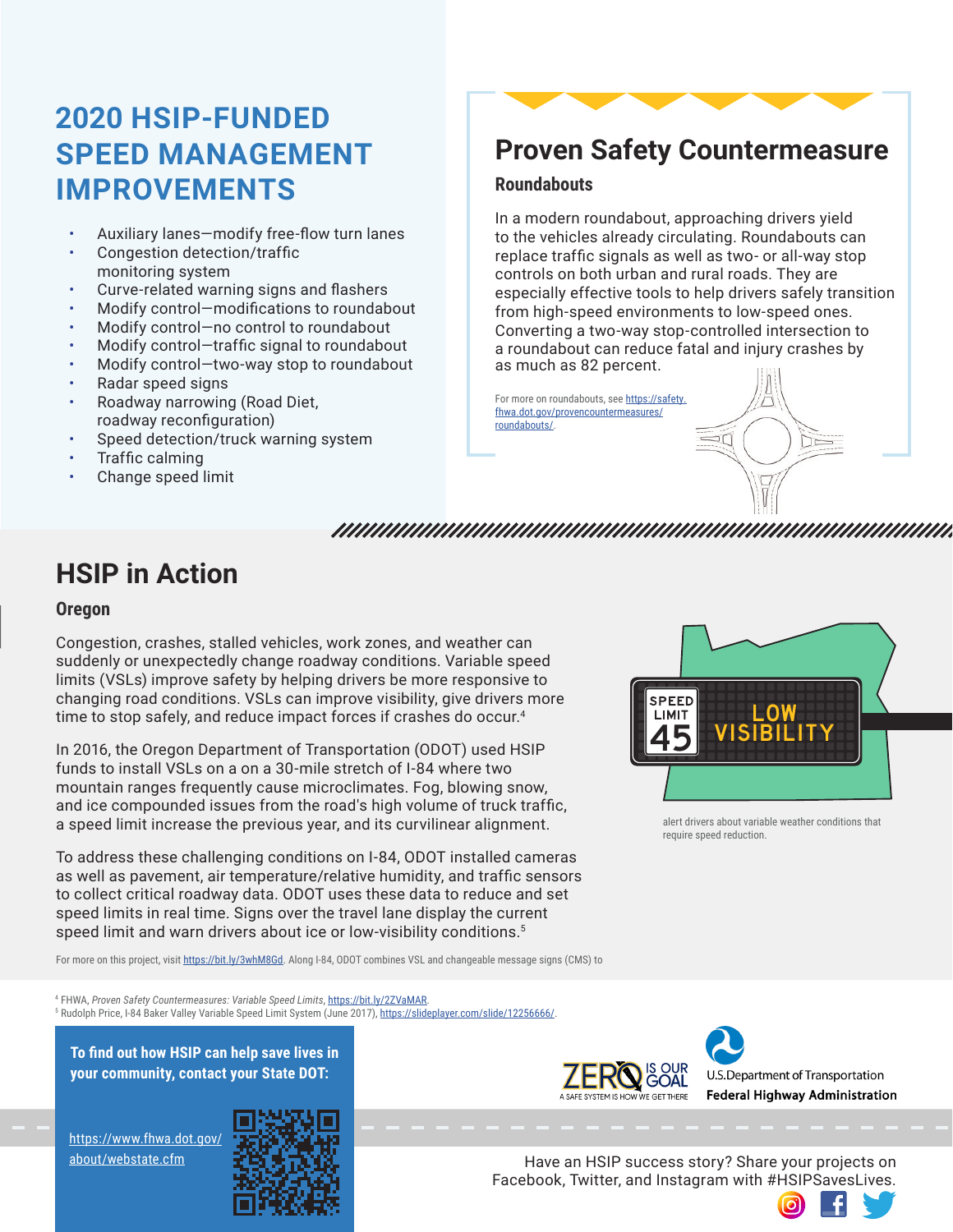## 2020 HSIP-FUNDED SPEED MANAGEMENT IMPROVEMENTS

- Auxiliary lanes—modify free-flow turn lanes
- Congestion detection/traffic monitoring system
- Curve-related warning signs and flashers
- Modify control—modifications to roundabout
- Modify control—no control to roundabout
- Modify control—traffic signal to roundabout
- Modify control—two-way stop to roundabout
- Radar speed signs
- Roadway narrowing (Road Diet, roadway reconfiguration)
- Speed detection/truck warning system
- Traffic calming
- Change speed limit

## Proven Safety Countermeasure

### Roundabouts

In a modern roundabout, approaching drivers yield to the vehicles already circulating. Roundabouts can replace traffic signals as well as two- or all-way stop controls on both urban and rural roads. They are especially effective tools to help drivers safely transition from high-speed environments to low-speed ones. Converting a two-way stop-controlled intersection to a roundabout can reduce fatal and injury crashes by as much as 82 percent.

For more on roundabouts, see https://safety.fhwa.dot.gov/provencountermeasures/roundabouts/.

## HSIP in Action

### Oregon

Congestion, crashes, stalled vehicles, work zones, and weather can suddenly or unexpectedly change roadway conditions. Variable speed limits (VSLs) improve safety by helping drivers be more responsive to changing road conditions. VSLs can improve visibility, give drivers more time to stop safely, and reduce impact forces if crashes do occur.[4]

In 2016, the Oregon Department of Transportation (ODOT) used HSIP funds to install VSLs on a on a 30-mile stretch of I-84 where two mountain ranges frequently cause microclimates. Fog, blowing snow, and ice compounded issues from the road's high volume of truck traffic, a speed limit increase the previous year, and its curvilinear alignment.

To address these challenging conditions on I-84, ODOT installed cameras as well as pavement, air temperature/relative humidity, and traffic sensors to collect critical roadway data. ODOT uses these data to reduce and set speed limits in real time. Signs over the travel lane display the current speed limit and warn drivers about ice or low-visibility conditions.[5]

SPEED LIMIT 45

LOW VISIBILITY

For more on this project, visit https://bit.ly/3whM8Gd. Along I-84, ODOT combines VSL and changeable message signs (CMS) to alert drivers about variable weather conditions that require speed reduction.

[4] FHWA, *Proven Safety Countermeasures: Variable Speed Limits*, https://bit.ly/2ZVaMAR.

[5] Rudolph Price, I-84 Baker Valley Variable Speed Limit System (June 2017), https://slideplayer.com/slide/12256666/.

**To find out how HSIP can help save lives in your community, contact your State DOT:**

https://www.fhwa.dot.gov/about/webstate.cfm

ZERO IS OUR GOAL — A SAFE SYSTEM IS HOW WE GET THERE

U.S. Department of Transportation
**Federal Highway Administration**

Have an HSIP success story? Share your projects on Facebook, Twitter, and Instagram with #HSIPSavesLives.